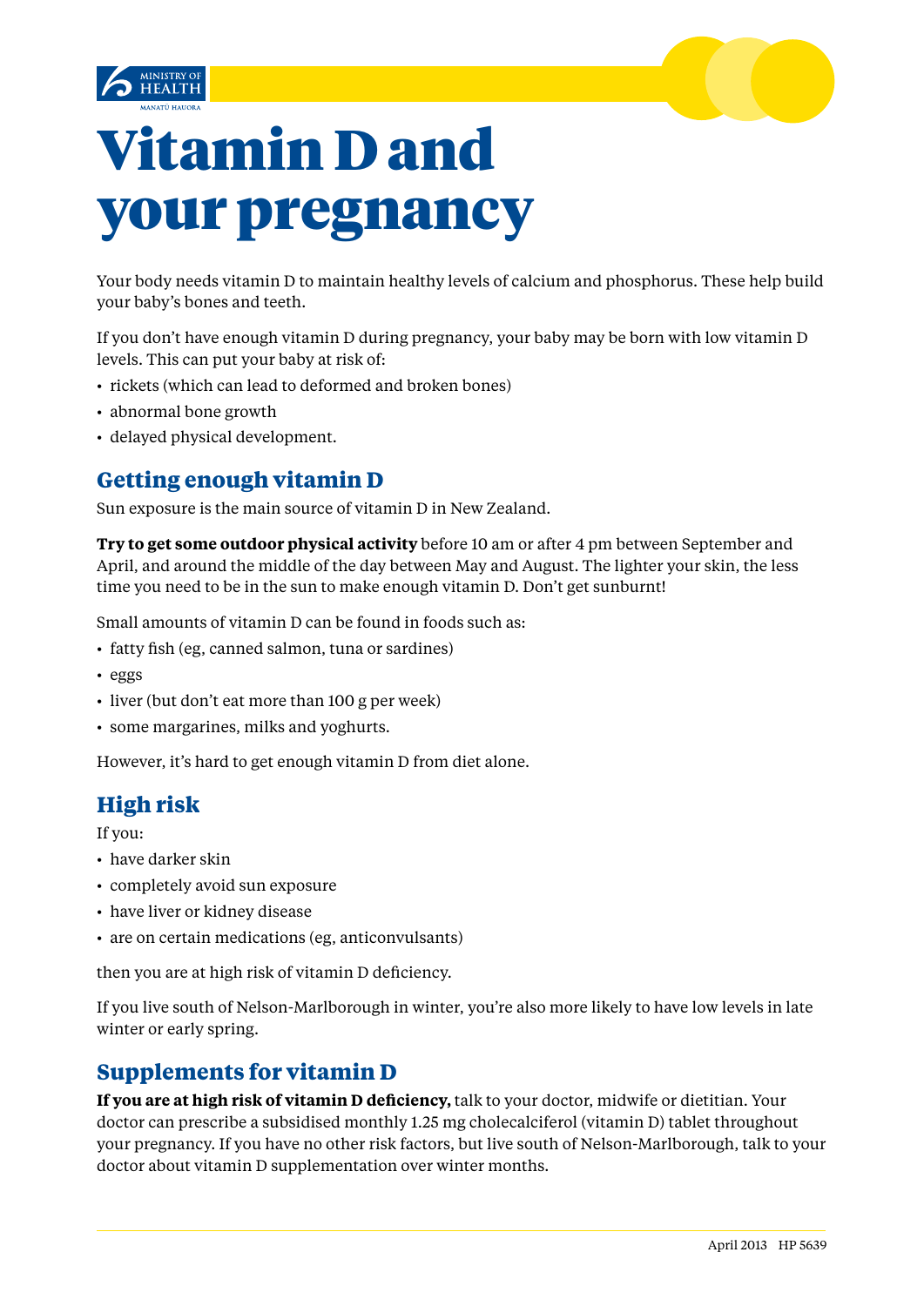MINISTRY OF HEALTH
MANATŪ HAUORA

# Vitamin D and your pregnancy

Your body needs vitamin D to maintain healthy levels of calcium and phosphorus. These help build your baby's bones and teeth.

If you don't have enough vitamin D during pregnancy, your baby may be born with low vitamin D levels. This can put your baby at risk of:

- rickets (which can lead to deformed and broken bones)
- abnormal bone growth
- delayed physical development.

## Getting enough vitamin D

Sun exposure is the main source of vitamin D in New Zealand.

**Try to get some outdoor physical activity** before 10 am or after 4 pm between September and April, and around the middle of the day between May and August. The lighter your skin, the less time you need to be in the sun to make enough vitamin D. Don't get sunburnt!

Small amounts of vitamin D can be found in foods such as:

- fatty fish (eg, canned salmon, tuna or sardines)
- eggs
- liver (but don't eat more than 100 g per week)
- some margarines, milks and yoghurts.

However, it's hard to get enough vitamin D from diet alone.

## High risk

If you:

- have darker skin
- completely avoid sun exposure
- have liver or kidney disease
- are on certain medications (eg, anticonvulsants)

then you are at high risk of vitamin D deficiency.

If you live south of Nelson-Marlborough in winter, you're also more likely to have low levels in late winter or early spring.

## Supplements for vitamin D

**If you are at high risk of vitamin D deficiency,** talk to your doctor, midwife or dietitian. Your doctor can prescribe a subsidised monthly 1.25 mg cholecalciferol (vitamin D) tablet throughout your pregnancy. If you have no other risk factors, but live south of Nelson-Marlborough, talk to your doctor about vitamin D supplementation over winter months.

April 2013 HP 5639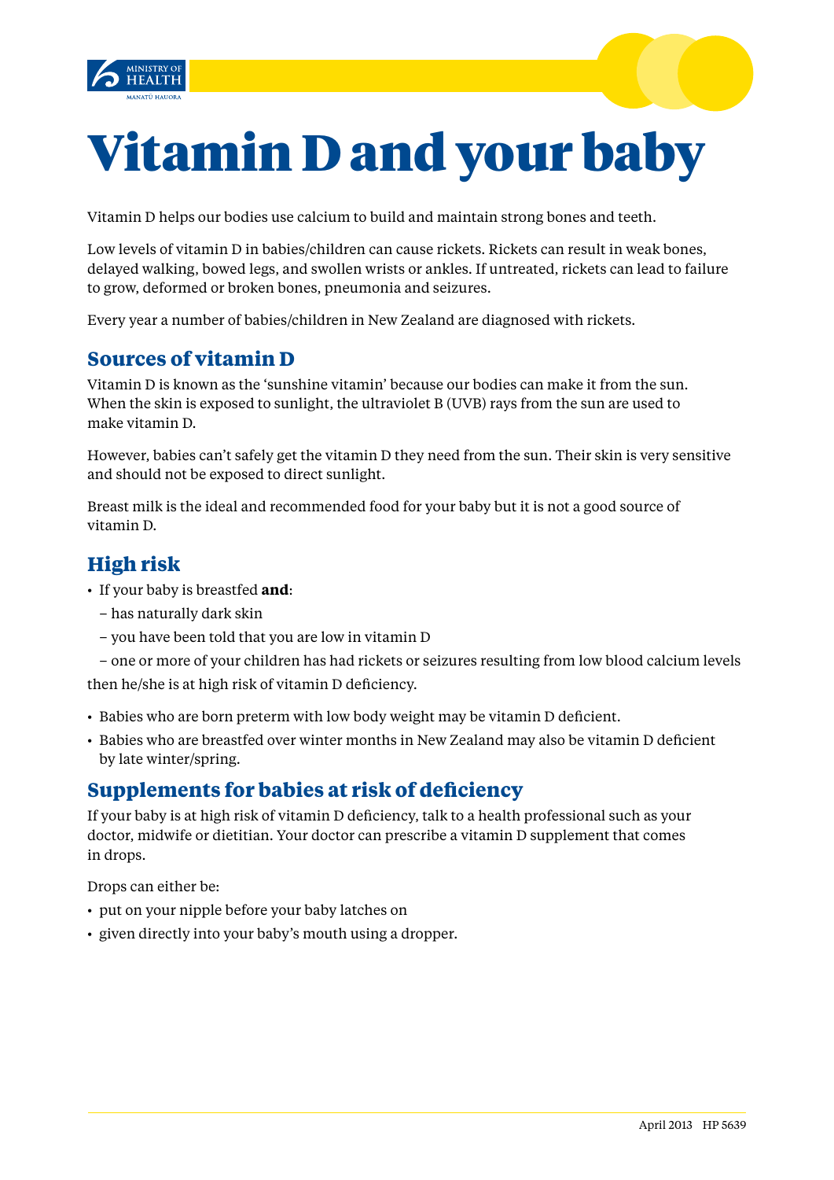# Vitamin D and your baby

Vitamin D helps our bodies use calcium to build and maintain strong bones and teeth.

Low levels of vitamin D in babies/children can cause rickets. Rickets can result in weak bones, delayed walking, bowed legs, and swollen wrists or ankles. If untreated, rickets can lead to failure to grow, deformed or broken bones, pneumonia and seizures.

Every year a number of babies/children in New Zealand are diagnosed with rickets.

## Sources of vitamin D

Vitamin D is known as the 'sunshine vitamin' because our bodies can make it from the sun. When the skin is exposed to sunlight, the ultraviolet B (UVB) rays from the sun are used to make vitamin D.

However, babies can't safely get the vitamin D they need from the sun. Their skin is very sensitive and should not be exposed to direct sunlight.

Breast milk is the ideal and recommended food for your baby but it is not a good source of vitamin D.

## High risk

- If your baby is breastfed **and**:
  - has naturally dark skin
  - you have been told that you are low in vitamin D
  - one or more of your children has had rickets or seizures resulting from low blood calcium levels

then he/she is at high risk of vitamin D deficiency.

- Babies who are born preterm with low body weight may be vitamin D deficient.
- Babies who are breastfed over winter months in New Zealand may also be vitamin D deficient by late winter/spring.

## Supplements for babies at risk of deficiency

If your baby is at high risk of vitamin D deficiency, talk to a health professional such as your doctor, midwife or dietitian. Your doctor can prescribe a vitamin D supplement that comes in drops.

Drops can either be:

- put on your nipple before your baby latches on
- given directly into your baby's mouth using a dropper.

April 2013 HP 5639